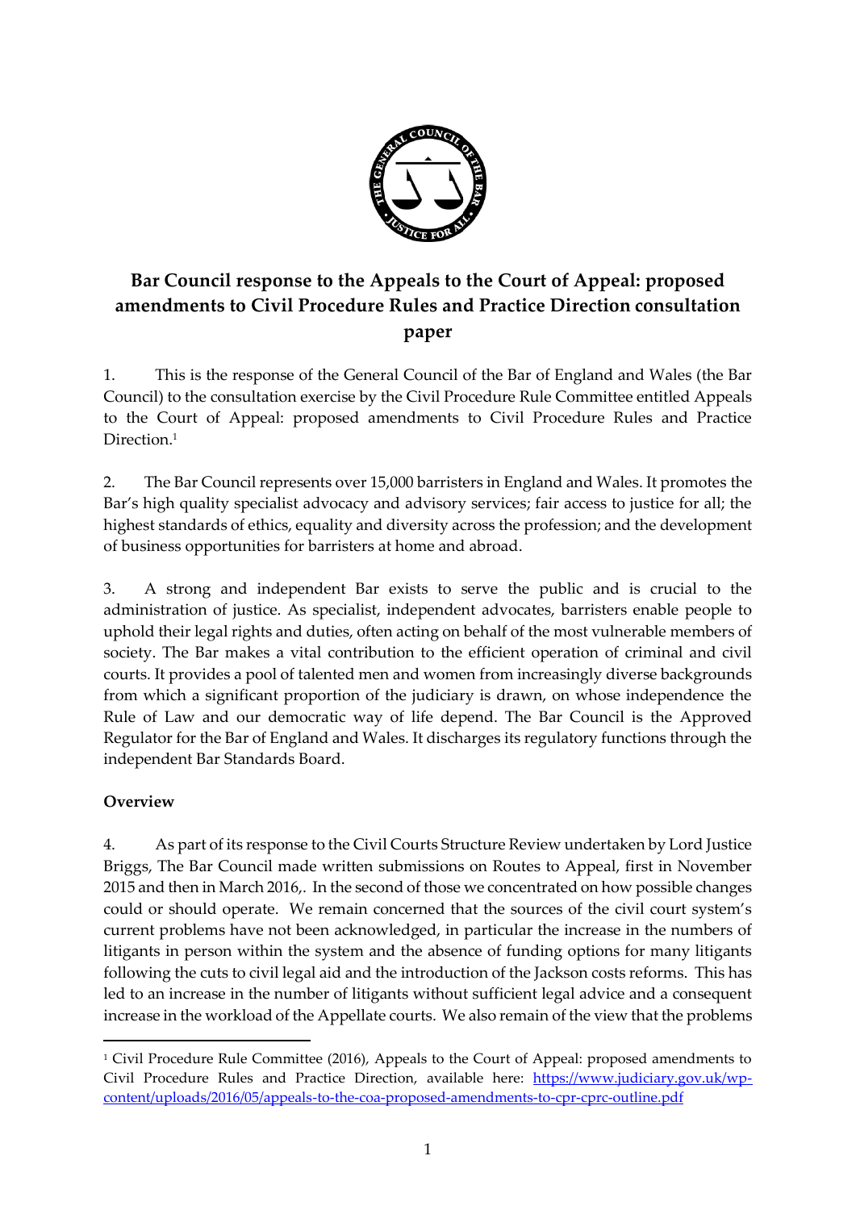# Bar Council response to the Appeals to the Court of Appeal: proposed amendments to Civil Procedure Rules and Practice Direction consultation paper

1. This is the response of the General Council of the Bar of England and Wales (the Bar Council) to the consultation exercise by the Civil Procedure Rule Committee entitled Appeals to the Court of Appeal: proposed amendments to Civil Procedure Rules and Practice Direction.[1]

2. The Bar Council represents over 15,000 barristers in England and Wales. It promotes the Bar's high quality specialist advocacy and advisory services; fair access to justice for all; the highest standards of ethics, equality and diversity across the profession; and the development of business opportunities for barristers at home and abroad.

3. A strong and independent Bar exists to serve the public and is crucial to the administration of justice. As specialist, independent advocates, barristers enable people to uphold their legal rights and duties, often acting on behalf of the most vulnerable members of society. The Bar makes a vital contribution to the efficient operation of criminal and civil courts. It provides a pool of talented men and women from increasingly diverse backgrounds from which a significant proportion of the judiciary is drawn, on whose independence the Rule of Law and our democratic way of life depend. The Bar Council is the Approved Regulator for the Bar of England and Wales. It discharges its regulatory functions through the independent Bar Standards Board.

**Overview**

4. As part of its response to the Civil Courts Structure Review undertaken by Lord Justice Briggs, The Bar Council made written submissions on Routes to Appeal, first in November 2015 and then in March 2016,. In the second of those we concentrated on how possible changes could or should operate. We remain concerned that the sources of the civil court system's current problems have not been acknowledged, in particular the increase in the numbers of litigants in person within the system and the absence of funding options for many litigants following the cuts to civil legal aid and the introduction of the Jackson costs reforms. This has led to an increase in the number of litigants without sufficient legal advice and a consequent increase in the workload of the Appellate courts. We also remain of the view that the problems

[1] Civil Procedure Rule Committee (2016), Appeals to the Court of Appeal: proposed amendments to Civil Procedure Rules and Practice Direction, available here: https://www.judiciary.gov.uk/wp-content/uploads/2016/05/appeals-to-the-coa-proposed-amendments-to-cpr-cprc-outline.pdf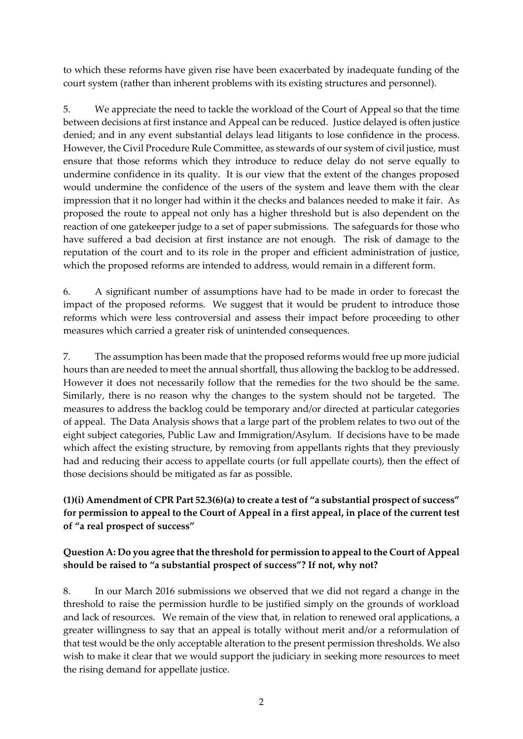to which these reforms have given rise have been exacerbated by inadequate funding of the court system (rather than inherent problems with its existing structures and personnel).

5. We appreciate the need to tackle the workload of the Court of Appeal so that the time between decisions at first instance and Appeal can be reduced. Justice delayed is often justice denied; and in any event substantial delays lead litigants to lose confidence in the process. However, the Civil Procedure Rule Committee, as stewards of our system of civil justice, must ensure that those reforms which they introduce to reduce delay do not serve equally to undermine confidence in its quality. It is our view that the extent of the changes proposed would undermine the confidence of the users of the system and leave them with the clear impression that it no longer had within it the checks and balances needed to make it fair. As proposed the route to appeal not only has a higher threshold but is also dependent on the reaction of one gatekeeper judge to a set of paper submissions. The safeguards for those who have suffered a bad decision at first instance are not enough. The risk of damage to the reputation of the court and to its role in the proper and efficient administration of justice, which the proposed reforms are intended to address, would remain in a different form.

6. A significant number of assumptions have had to be made in order to forecast the impact of the proposed reforms. We suggest that it would be prudent to introduce those reforms which were less controversial and assess their impact before proceeding to other measures which carried a greater risk of unintended consequences.

7. The assumption has been made that the proposed reforms would free up more judicial hours than are needed to meet the annual shortfall, thus allowing the backlog to be addressed. However it does not necessarily follow that the remedies for the two should be the same. Similarly, there is no reason why the changes to the system should not be targeted. The measures to address the backlog could be temporary and/or directed at particular categories of appeal. The Data Analysis shows that a large part of the problem relates to two out of the eight subject categories, Public Law and Immigration/Asylum. If decisions have to be made which affect the existing structure, by removing from appellants rights that they previously had and reducing their access to appellate courts (or full appellate courts), then the effect of those decisions should be mitigated as far as possible.

**(1)(i) Amendment of CPR Part 52.3(6)(a) to create a test of "a substantial prospect of success" for permission to appeal to the Court of Appeal in a first appeal, in place of the current test of "a real prospect of success"**

**Question A: Do you agree that the threshold for permission to appeal to the Court of Appeal should be raised to "a substantial prospect of success"? If not, why not?**

8. In our March 2016 submissions we observed that we did not regard a change in the threshold to raise the permission hurdle to be justified simply on the grounds of workload and lack of resources. We remain of the view that, in relation to renewed oral applications, a greater willingness to say that an appeal is totally without merit and/or a reformulation of that test would be the only acceptable alteration to the present permission thresholds. We also wish to make it clear that we would support the judiciary in seeking more resources to meet the rising demand for appellate justice.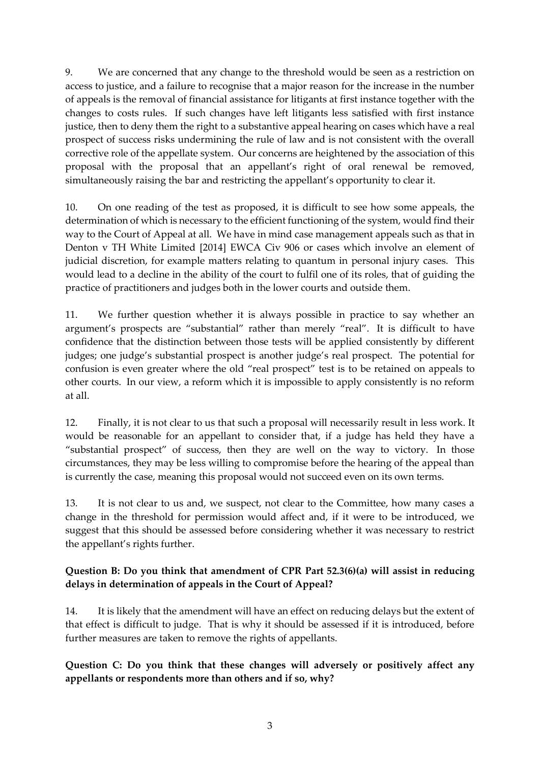9. We are concerned that any change to the threshold would be seen as a restriction on access to justice, and a failure to recognise that a major reason for the increase in the number of appeals is the removal of financial assistance for litigants at first instance together with the changes to costs rules. If such changes have left litigants less satisfied with first instance justice, then to deny them the right to a substantive appeal hearing on cases which have a real prospect of success risks undermining the rule of law and is not consistent with the overall corrective role of the appellate system. Our concerns are heightened by the association of this proposal with the proposal that an appellant's right of oral renewal be removed, simultaneously raising the bar and restricting the appellant's opportunity to clear it.

10. On one reading of the test as proposed, it is difficult to see how some appeals, the determination of which is necessary to the efficient functioning of the system, would find their way to the Court of Appeal at all. We have in mind case management appeals such as that in Denton v TH White Limited [2014] EWCA Civ 906 or cases which involve an element of judicial discretion, for example matters relating to quantum in personal injury cases. This would lead to a decline in the ability of the court to fulfil one of its roles, that of guiding the practice of practitioners and judges both in the lower courts and outside them.

11. We further question whether it is always possible in practice to say whether an argument's prospects are "substantial" rather than merely "real". It is difficult to have confidence that the distinction between those tests will be applied consistently by different judges; one judge's substantial prospect is another judge's real prospect. The potential for confusion is even greater where the old "real prospect" test is to be retained on appeals to other courts. In our view, a reform which it is impossible to apply consistently is no reform at all.

12. Finally, it is not clear to us that such a proposal will necessarily result in less work. It would be reasonable for an appellant to consider that, if a judge has held they have a "substantial prospect" of success, then they are well on the way to victory. In those circumstances, they may be less willing to compromise before the hearing of the appeal than is currently the case, meaning this proposal would not succeed even on its own terms.

13. It is not clear to us and, we suspect, not clear to the Committee, how many cases a change in the threshold for permission would affect and, if it were to be introduced, we suggest that this should be assessed before considering whether it was necessary to restrict the appellant's rights further.

**Question B: Do you think that amendment of CPR Part 52.3(6)(a) will assist in reducing delays in determination of appeals in the Court of Appeal?**

14. It is likely that the amendment will have an effect on reducing delays but the extent of that effect is difficult to judge. That is why it should be assessed if it is introduced, before further measures are taken to remove the rights of appellants.

**Question C: Do you think that these changes will adversely or positively affect any appellants or respondents more than others and if so, why?**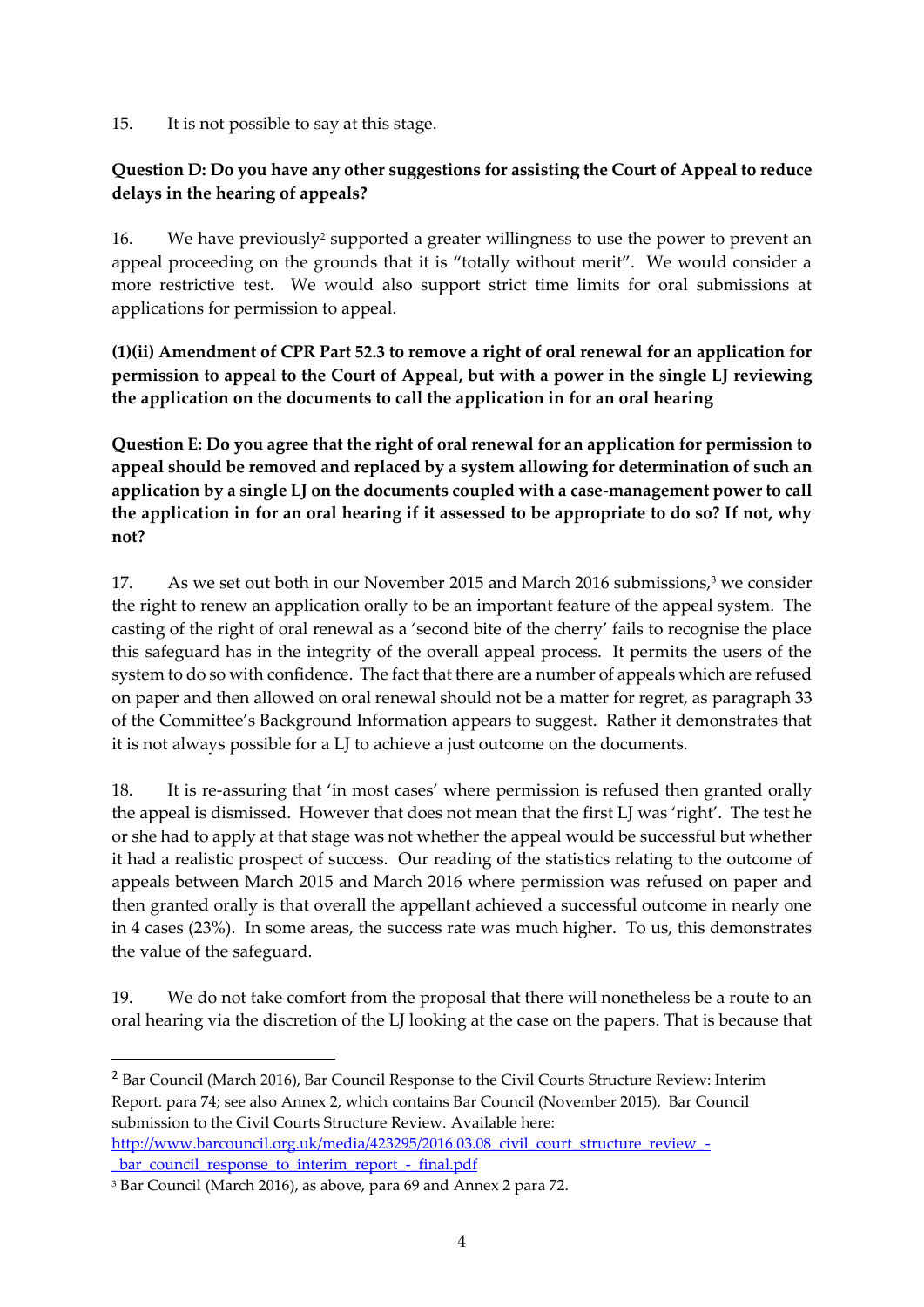15. It is not possible to say at this stage.

**Question D: Do you have any other suggestions for assisting the Court of Appeal to reduce delays in the hearing of appeals?**

16. We have previously[2] supported a greater willingness to use the power to prevent an appeal proceeding on the grounds that it is "totally without merit". We would consider a more restrictive test. We would also support strict time limits for oral submissions at applications for permission to appeal.

**(1)(ii) Amendment of CPR Part 52.3 to remove a right of oral renewal for an application for permission to appeal to the Court of Appeal, but with a power in the single LJ reviewing the application on the documents to call the application in for an oral hearing**

**Question E: Do you agree that the right of oral renewal for an application for permission to appeal should be removed and replaced by a system allowing for determination of such an application by a single LJ on the documents coupled with a case-management power to call the application in for an oral hearing if it assessed to be appropriate to do so? If not, why not?**

17. As we set out both in our November 2015 and March 2016 submissions,[3] we consider the right to renew an application orally to be an important feature of the appeal system. The casting of the right of oral renewal as a 'second bite of the cherry' fails to recognise the place this safeguard has in the integrity of the overall appeal process. It permits the users of the system to do so with confidence. The fact that there are a number of appeals which are refused on paper and then allowed on oral renewal should not be a matter for regret, as paragraph 33 of the Committee's Background Information appears to suggest. Rather it demonstrates that it is not always possible for a LJ to achieve a just outcome on the documents.

18. It is re-assuring that 'in most cases' where permission is refused then granted orally the appeal is dismissed. However that does not mean that the first LJ was 'right'. The test he or she had to apply at that stage was not whether the appeal would be successful but whether it had a realistic prospect of success. Our reading of the statistics relating to the outcome of appeals between March 2015 and March 2016 where permission was refused on paper and then granted orally is that overall the appellant achieved a successful outcome in nearly one in 4 cases (23%). In some areas, the success rate was much higher. To us, this demonstrates the value of the safeguard.

19. We do not take comfort from the proposal that there will nonetheless be a route to an oral hearing via the discretion of the LJ looking at the case on the papers. That is because that

---

[2] Bar Council (March 2016), Bar Council Response to the Civil Courts Structure Review: Interim Report. para 74; see also Annex 2, which contains Bar Council (November 2015), Bar Council submission to the Civil Courts Structure Review. Available here: http://www.barcouncil.org.uk/media/423295/2016.03.08_civil_court_structure_review_-_bar_council_response_to_interim_report_-_final.pdf

[3] Bar Council (March 2016), as above, para 69 and Annex 2 para 72.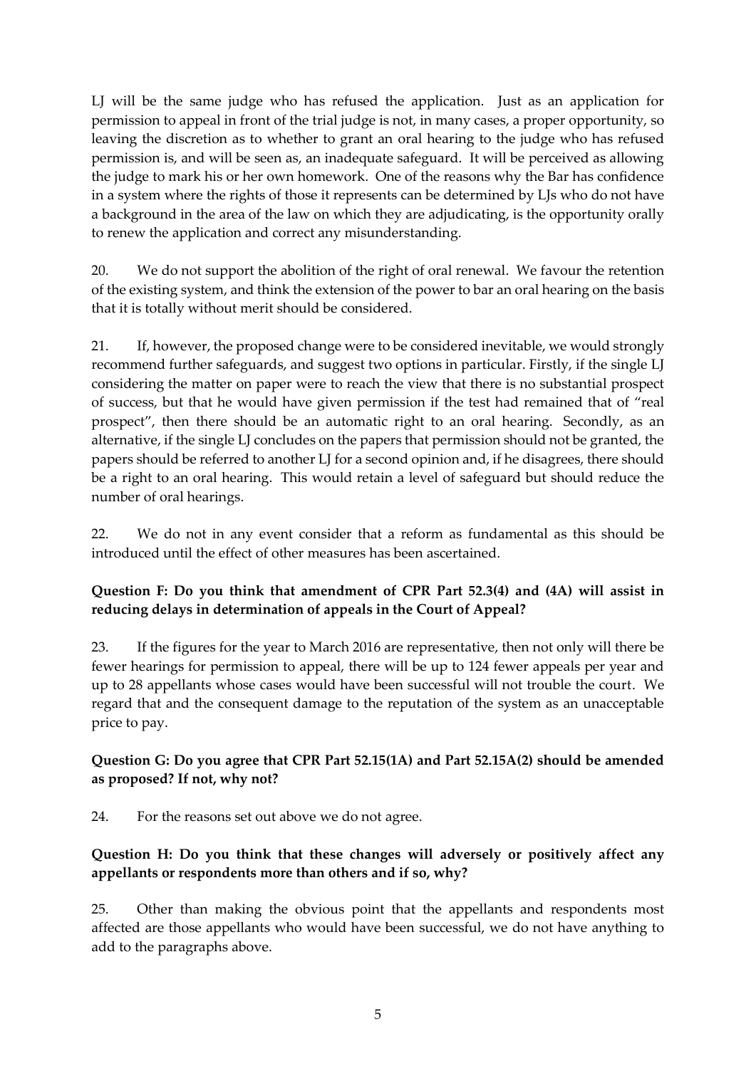LJ will be the same judge who has refused the application. Just as an application for permission to appeal in front of the trial judge is not, in many cases, a proper opportunity, so leaving the discretion as to whether to grant an oral hearing to the judge who has refused permission is, and will be seen as, an inadequate safeguard. It will be perceived as allowing the judge to mark his or her own homework. One of the reasons why the Bar has confidence in a system where the rights of those it represents can be determined by LJs who do not have a background in the area of the law on which they are adjudicating, is the opportunity orally to renew the application and correct any misunderstanding.

20. We do not support the abolition of the right of oral renewal. We favour the retention of the existing system, and think the extension of the power to bar an oral hearing on the basis that it is totally without merit should be considered.

21. If, however, the proposed change were to be considered inevitable, we would strongly recommend further safeguards, and suggest two options in particular. Firstly, if the single LJ considering the matter on paper were to reach the view that there is no substantial prospect of success, but that he would have given permission if the test had remained that of "real prospect", then there should be an automatic right to an oral hearing. Secondly, as an alternative, if the single LJ concludes on the papers that permission should not be granted, the papers should be referred to another LJ for a second opinion and, if he disagrees, there should be a right to an oral hearing. This would retain a level of safeguard but should reduce the number of oral hearings.

22. We do not in any event consider that a reform as fundamental as this should be introduced until the effect of other measures has been ascertained.

**Question F: Do you think that amendment of CPR Part 52.3(4) and (4A) will assist in reducing delays in determination of appeals in the Court of Appeal?**

23. If the figures for the year to March 2016 are representative, then not only will there be fewer hearings for permission to appeal, there will be up to 124 fewer appeals per year and up to 28 appellants whose cases would have been successful will not trouble the court. We regard that and the consequent damage to the reputation of the system as an unacceptable price to pay.

**Question G: Do you agree that CPR Part 52.15(1A) and Part 52.15A(2) should be amended as proposed? If not, why not?**

24. For the reasons set out above we do not agree.

**Question H: Do you think that these changes will adversely or positively affect any appellants or respondents more than others and if so, why?**

25. Other than making the obvious point that the appellants and respondents most affected are those appellants who would have been successful, we do not have anything to add to the paragraphs above.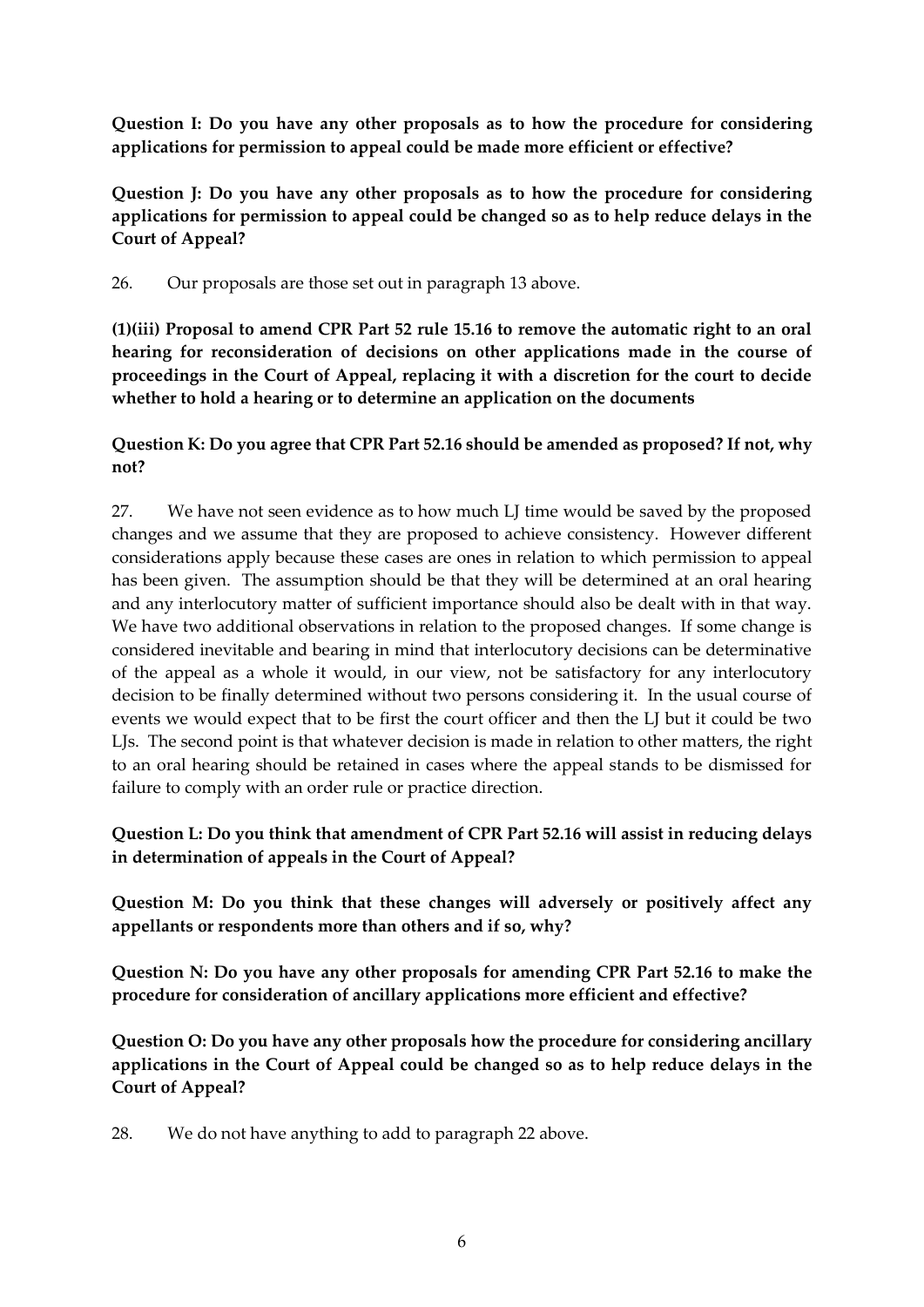**Question I: Do you have any other proposals as to how the procedure for considering applications for permission to appeal could be made more efficient or effective?**

**Question J: Do you have any other proposals as to how the procedure for considering applications for permission to appeal could be changed so as to help reduce delays in the Court of Appeal?**

26. Our proposals are those set out in paragraph 13 above.

**(1)(iii) Proposal to amend CPR Part 52 rule 15.16 to remove the automatic right to an oral hearing for reconsideration of decisions on other applications made in the course of proceedings in the Court of Appeal, replacing it with a discretion for the court to decide whether to hold a hearing or to determine an application on the documents**

**Question K: Do you agree that CPR Part 52.16 should be amended as proposed? If not, why not?**

27. We have not seen evidence as to how much LJ time would be saved by the proposed changes and we assume that they are proposed to achieve consistency. However different considerations apply because these cases are ones in relation to which permission to appeal has been given. The assumption should be that they will be determined at an oral hearing and any interlocutory matter of sufficient importance should also be dealt with in that way. We have two additional observations in relation to the proposed changes. If some change is considered inevitable and bearing in mind that interlocutory decisions can be determinative of the appeal as a whole it would, in our view, not be satisfactory for any interlocutory decision to be finally determined without two persons considering it. In the usual course of events we would expect that to be first the court officer and then the LJ but it could be two LJs. The second point is that whatever decision is made in relation to other matters, the right to an oral hearing should be retained in cases where the appeal stands to be dismissed for failure to comply with an order rule or practice direction.

**Question L: Do you think that amendment of CPR Part 52.16 will assist in reducing delays in determination of appeals in the Court of Appeal?**

**Question M: Do you think that these changes will adversely or positively affect any appellants or respondents more than others and if so, why?**

**Question N: Do you have any other proposals for amending CPR Part 52.16 to make the procedure for consideration of ancillary applications more efficient and effective?**

**Question O: Do you have any other proposals how the procedure for considering ancillary applications in the Court of Appeal could be changed so as to help reduce delays in the Court of Appeal?**

28. We do not have anything to add to paragraph 22 above.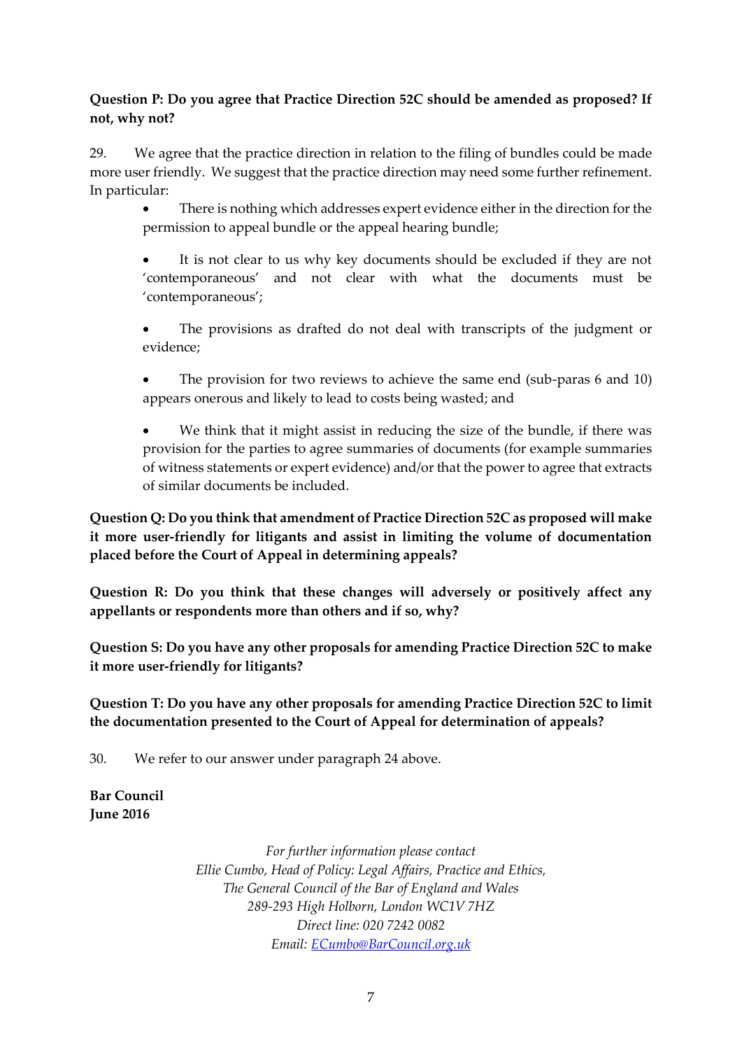**Question P: Do you agree that Practice Direction 52C should be amended as proposed? If not, why not?**

29. We agree that the practice direction in relation to the filing of bundles could be made more user friendly. We suggest that the practice direction may need some further refinement. In particular:

- There is nothing which addresses expert evidence either in the direction for the permission to appeal bundle or the appeal hearing bundle;

- It is not clear to us why key documents should be excluded if they are not 'contemporaneous' and not clear with what the documents must be 'contemporaneous';

- The provisions as drafted do not deal with transcripts of the judgment or evidence;

- The provision for two reviews to achieve the same end (sub-paras 6 and 10) appears onerous and likely to lead to costs being wasted; and

- We think that it might assist in reducing the size of the bundle, if there was provision for the parties to agree summaries of documents (for example summaries of witness statements or expert evidence) and/or that the power to agree that extracts of similar documents be included.

**Question Q: Do you think that amendment of Practice Direction 52C as proposed will make it more user-friendly for litigants and assist in limiting the volume of documentation placed before the Court of Appeal in determining appeals?**

**Question R: Do you think that these changes will adversely or positively affect any appellants or respondents more than others and if so, why?**

**Question S: Do you have any other proposals for amending Practice Direction 52C to make it more user-friendly for litigants?**

**Question T: Do you have any other proposals for amending Practice Direction 52C to limit the documentation presented to the Court of Appeal for determination of appeals?**

30. We refer to our answer under paragraph 24 above.

**Bar Council**
**June 2016**

*For further information please contact*
*Ellie Cumbo, Head of Policy: Legal Affairs, Practice and Ethics,*
*The General Council of the Bar of England and Wales*
*289-293 High Holborn, London WC1V 7HZ*
*Direct line: 020 7242 0082*
*Email: ECumbo@BarCouncil.org.uk*